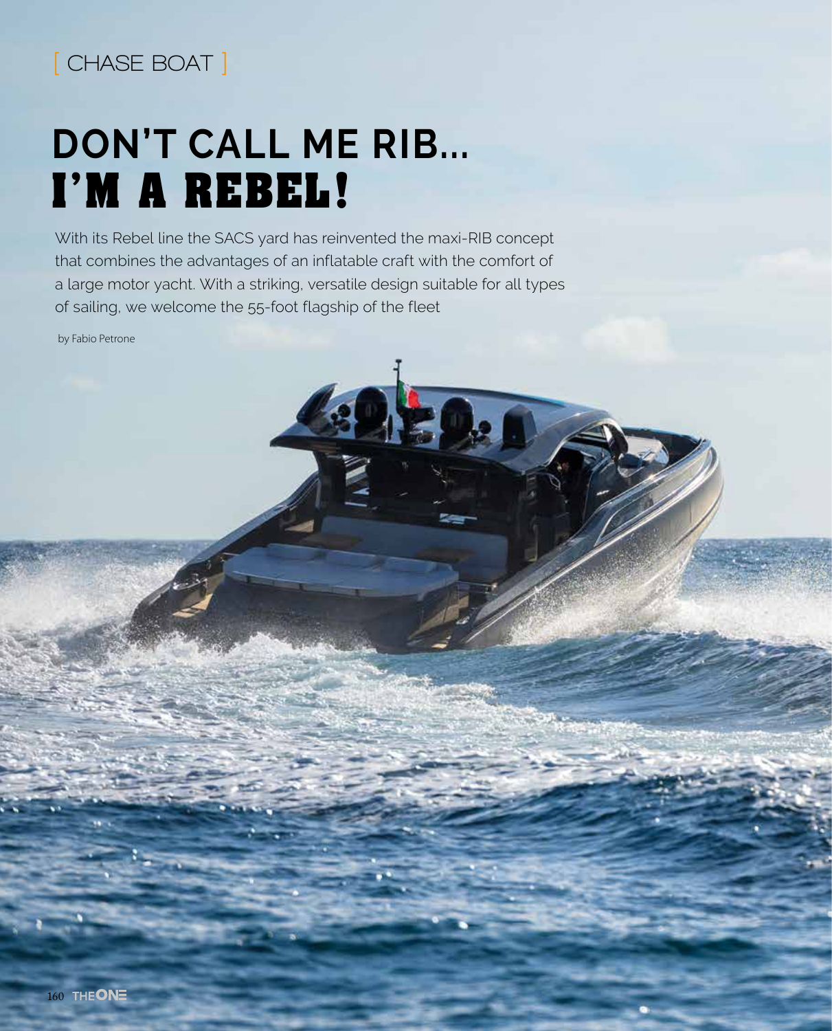[ CHASE BOAT ]

# DON'T CALL ME RIB... I'M A REBEL!

With its Rebel line the SACS yard has reinvented the maxi-RIB concept that combines the advantages of an inflatable craft with the comfort of a large motor yacht. With a striking, versatile design suitable for all types of sailing, we welcome the 55-foot flagship of the fleet

by Fabio Petrone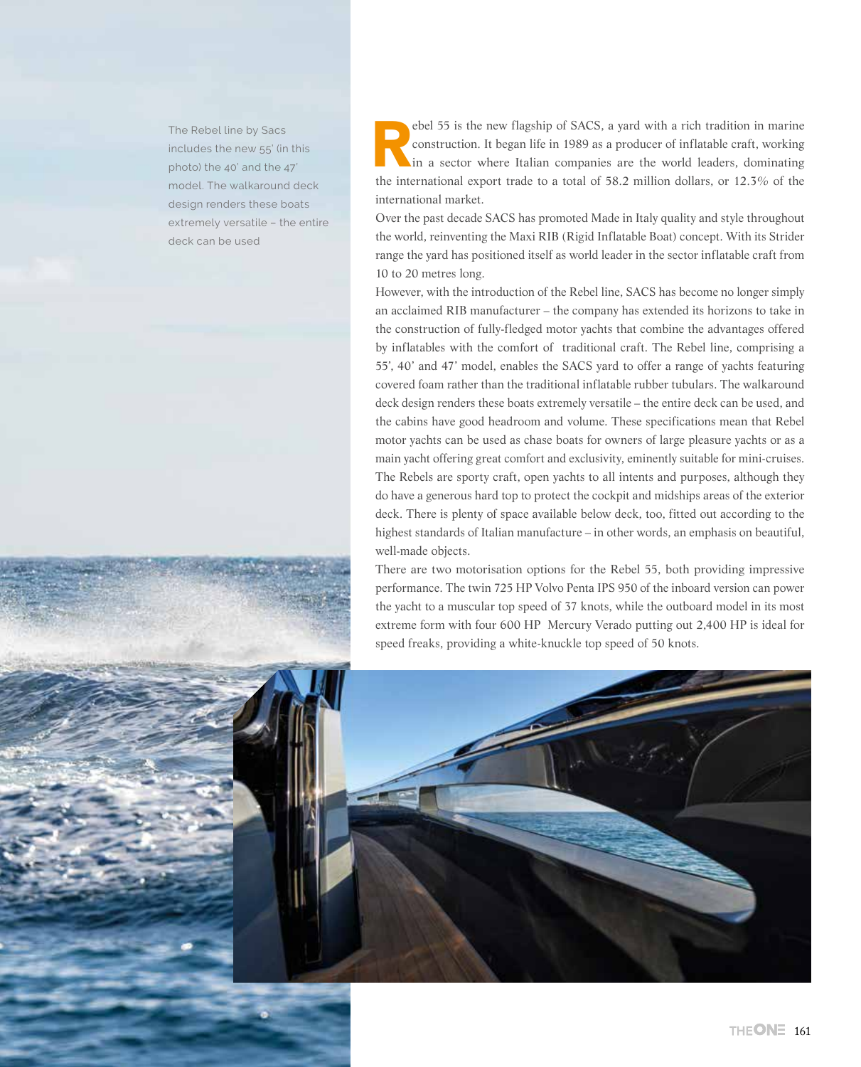The Rebel line by Sacs includes the new 55' (in this photo) the 40' and the 47' model. The walkaround deck design renders these boats extremely versatile – the entire deck can be used

Rebel 55 is the new flagship of SACS, a yard with a rich tradition in marine construction. It began life in 1989 as a producer of inflatable craft, working in a sector where Italian companies are the world leaders, dominating the international export trade to a total of 58.2 million dollars, or 12.3% of the international market.

Over the past decade SACS has promoted Made in Italy quality and style throughout the world, reinventing the Maxi RIB (Rigid Inflatable Boat) concept. With its Strider range the yard has positioned itself as world leader in the sector inflatable craft from 10 to 20 metres long.

However, with the introduction of the Rebel line, SACS has become no longer simply an acclaimed RIB manufacturer – the company has extended its horizons to take in the construction of fully-fledged motor yachts that combine the advantages offered by inflatables with the comfort of traditional craft. The Rebel line, comprising a 55', 40' and 47' model, enables the SACS yard to offer a range of yachts featuring covered foam rather than the traditional inflatable rubber tubulars. The walkaround deck design renders these boats extremely versatile – the entire deck can be used, and the cabins have good headroom and volume. These specifications mean that Rebel motor yachts can be used as chase boats for owners of large pleasure yachts or as a main yacht offering great comfort and exclusivity, eminently suitable for mini-cruises.

The Rebels are sporty craft, open yachts to all intents and purposes, although they do have a generous hard top to protect the cockpit and midships areas of the exterior deck. There is plenty of space available below deck, too, fitted out according to the highest standards of Italian manufacture – in other words, an emphasis on beautiful, well-made objects.

There are two motorisation options for the Rebel 55, both providing impressive performance. The twin 725 HP Volvo Penta IPS 950 of the inboard version can power the yacht to a muscular top speed of 37 knots, while the outboard model in its most extreme form with four 600 HP Mercury Verado putting out 2,400 HP is ideal for speed freaks, providing a white-knuckle top speed of 50 knots.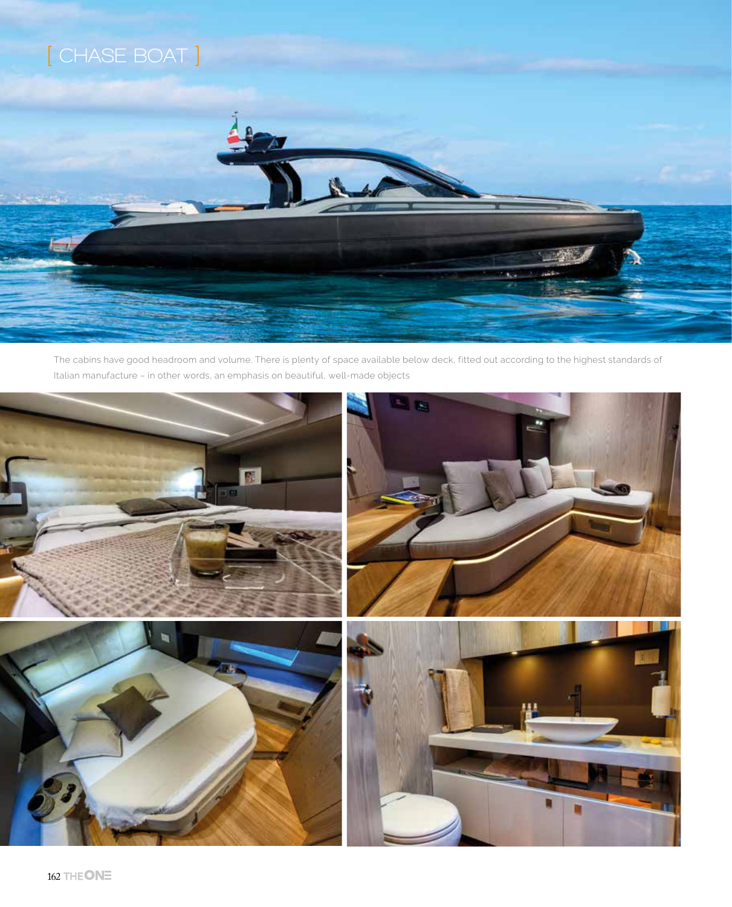[ CHASE BOAT ]

The cabins have good headroom and volume. There is plenty of space available below deck, fitted out according to the highest standards of Italian manufacture – in other words, an emphasis on beautiful, well-made objects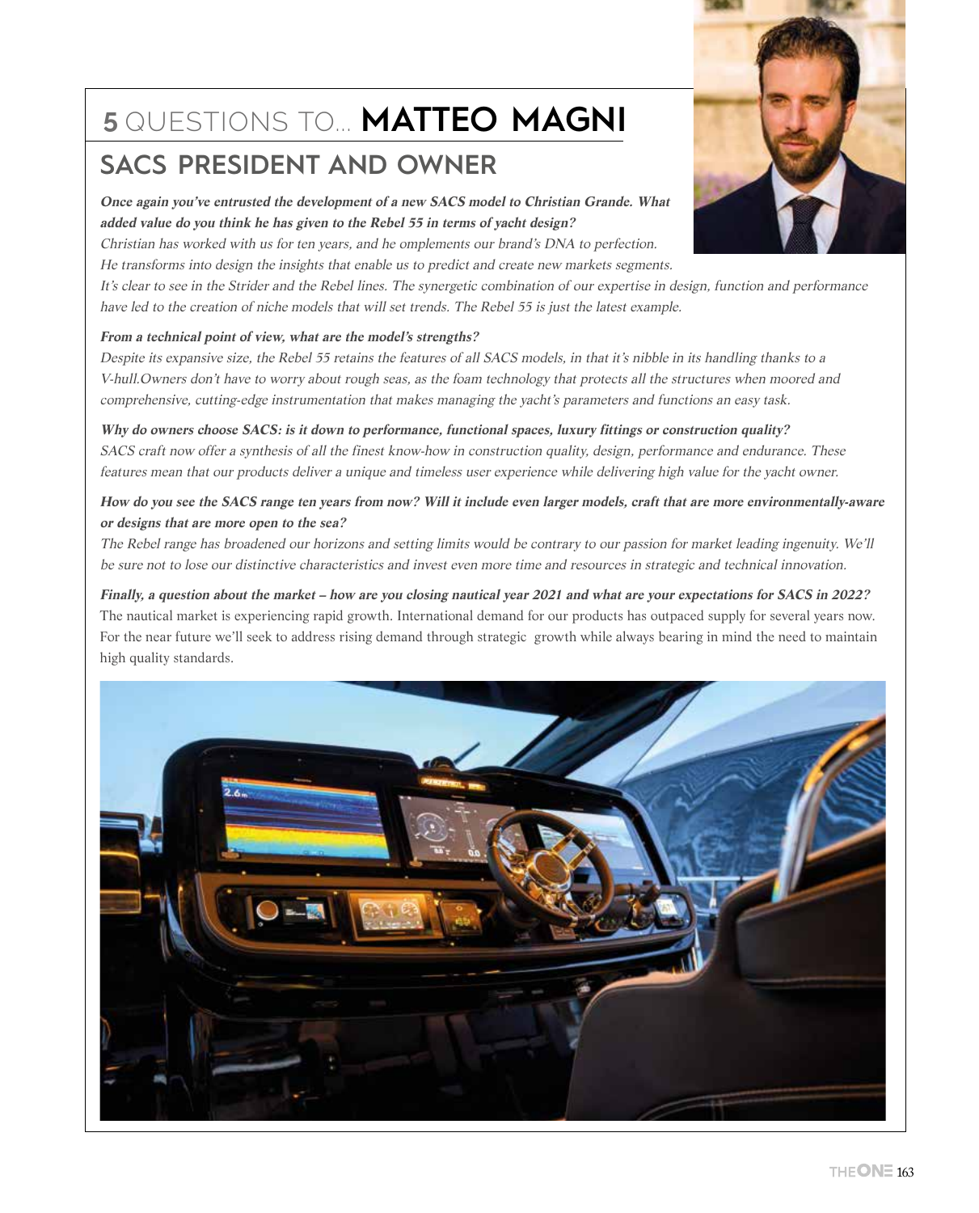# 5 QUESTIONS TO... MATTEO MAGNI

## SACS PRESIDENT AND OWNER

***Once again you've entrusted the development of a new SACS model to Christian Grande. What added value do you think he has given to the Rebel 55 in terms of yacht design?***

*Christian has worked with us for ten years, and he omplements our brand's DNA to perfection. He transforms into design the insights that enable us to predict and create new markets segments. It's clear to see in the Strider and the Rebel lines. The synergetic combination of our expertise in design, function and performance have led to the creation of niche models that will set trends. The Rebel 55 is just the latest example.*

***From a technical point of view, what are the model's strengths?***

*Despite its expansive size, the Rebel 55 retains the features of all SACS models, in that it's nibble in its handling thanks to a V-hull.Owners don't have to worry about rough seas, as the foam technology that protects all the structures when moored and comprehensive, cutting-edge instrumentation that makes managing the yacht's parameters and functions an easy task.*

***Why do owners choose SACS: is it down to performance, functional spaces, luxury fittings or construction quality?***

*SACS craft now offer a synthesis of all the finest know-how in construction quality, design, performance and endurance. These features mean that our products deliver a unique and timeless user experience while delivering high value for the yacht owner.*

***How do you see the SACS range ten years from now? Will it include even larger models, craft that are more environmentally-aware or designs that are more open to the sea?***

*The Rebel range has broadened our horizons and setting limits would be contrary to our passion for market leading ingenuity. We'll be sure not to lose our distinctive characteristics and invest even more time and resources in strategic and technical innovation.*

***Finally, a question about the market – how are you closing nautical year 2021 and what are your expectations for SACS in 2022?***

The nautical market is experiencing rapid growth. International demand for our products has outpaced supply for several years now. For the near future we'll seek to address rising demand through strategic growth while always bearing in mind the need to maintain high quality standards.